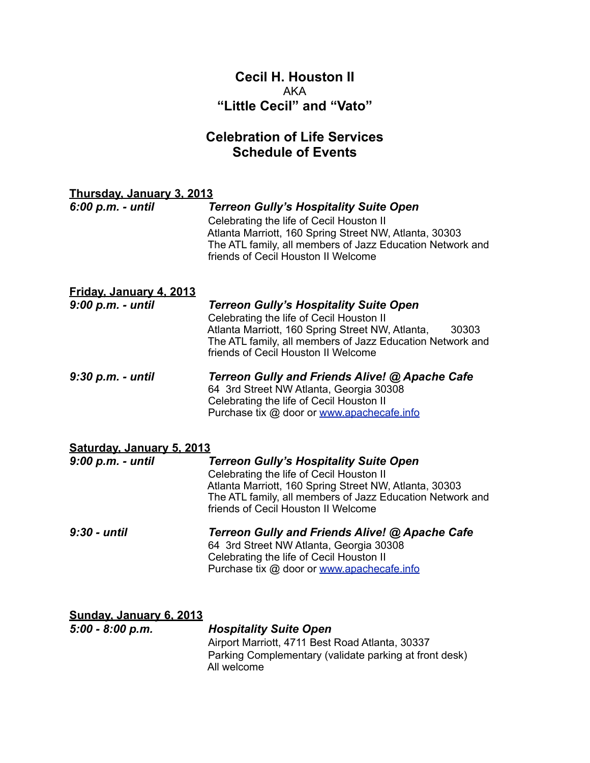# Cecil H. Houston II
AKA
## "Little Cecil" and "Vato"

## Celebration of Life Services
## Schedule of Events

**Thursday, January 3, 2013**

***6:00 p.m. - until*** — ***Terreon Gully's Hospitality Suite Open***
Celebrating the life of Cecil Houston II
Atlanta Marriott, 160 Spring Street NW, Atlanta, 30303
The ATL family, all members of Jazz Education Network and friends of Cecil Houston II Welcome

**Friday, January 4, 2013**

***9:00 p.m. - until*** — ***Terreon Gully's Hospitality Suite Open***
Celebrating the life of Cecil Houston II
Atlanta Marriott, 160 Spring Street NW, Atlanta, 30303
The ATL family, all members of Jazz Education Network and friends of Cecil Houston II Welcome

***9:30 p.m. - until*** — ***Terreon Gully and Friends Alive! @ Apache Cafe***
64 3rd Street NW Atlanta, Georgia 30308
Celebrating the life of Cecil Houston II
Purchase tix @ door or www.apachecafe.info

**Saturday, January 5, 2013**

***9:00 p.m. - until*** — ***Terreon Gully's Hospitality Suite Open***
Celebrating the life of Cecil Houston II
Atlanta Marriott, 160 Spring Street NW, Atlanta, 30303
The ATL family, all members of Jazz Education Network and friends of Cecil Houston II Welcome

***9:30 - until*** — ***Terreon Gully and Friends Alive! @ Apache Cafe***
64 3rd Street NW Atlanta, Georgia 30308
Celebrating the life of Cecil Houston II
Purchase tix @ door or www.apachecafe.info

**Sunday, January 6, 2013**

***5:00 - 8:00 p.m.*** — ***Hospitality Suite Open***
Airport Marriott, 4711 Best Road Atlanta, 30337
Parking Complementary (validate parking at front desk)
All welcome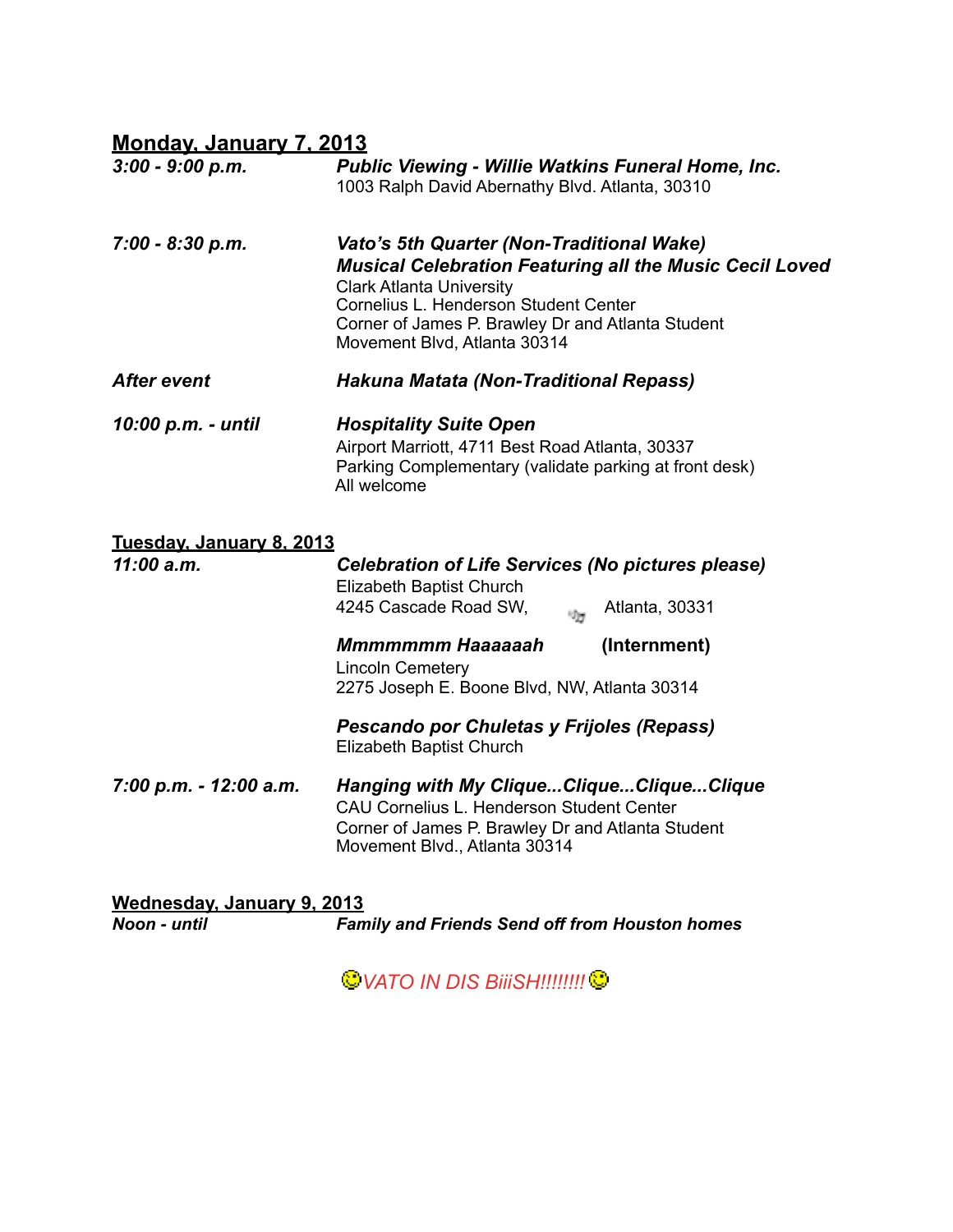## <u>Monday, January 7, 2013</u>

| | |
|---|---|
| ***3:00 - 9:00 p.m.*** | ***Public Viewing - Willie Watkins Funeral Home, Inc.***<br>1003 Ralph David Abernathy Blvd. Atlanta, 30310 |
| ***7:00 - 8:30 p.m.*** | ***Vato's 5th Quarter (Non-Traditional Wake)***<br>***Musical Celebration Featuring all the Music Cecil Loved***<br>Clark Atlanta University<br>Cornelius L. Henderson Student Center<br>Corner of James P. Brawley Dr and Atlanta Student Movement Blvd, Atlanta 30314 |
| ***After event*** | ***Hakuna Matata (Non-Traditional Repass)*** |
| ***10:00 p.m. - until*** | ***Hospitality Suite Open***<br>Airport Marriott, 4711 Best Road Atlanta, 30337<br>Parking Complementary (validate parking at front desk)<br>All welcome |

## <u>Tuesday, January 8, 2013</u>

| | |
|---|---|
| ***11:00 a.m.*** | ***Celebration of Life Services (No pictures please)***<br>Elizabeth Baptist Church<br>4245 Cascade Road SW, Atlanta, 30331 |
| | ***Mmmmmmm Haaaaaah*** **(Internment)**<br>Lincoln Cemetery<br>2275 Joseph E. Boone Blvd, NW, Atlanta 30314 |
| | ***Pescando por Chuletas y Frijoles (Repass)***<br>Elizabeth Baptist Church |
| ***7:00 p.m. - 12:00 a.m.*** | ***Hanging with My Clique...Clique...Clique...Clique***<br>CAU Cornelius L. Henderson Student Center<br>Corner of James P. Brawley Dr and Atlanta Student Movement Blvd., Atlanta 30314 |

## <u>Wednesday, January 9, 2013</u>

| | |
|---|---|
| ***Noon - until*** | ***Family and Friends Send off from Houston homes*** |

*VATO IN DIS BiiiSH!!!!!!!!*